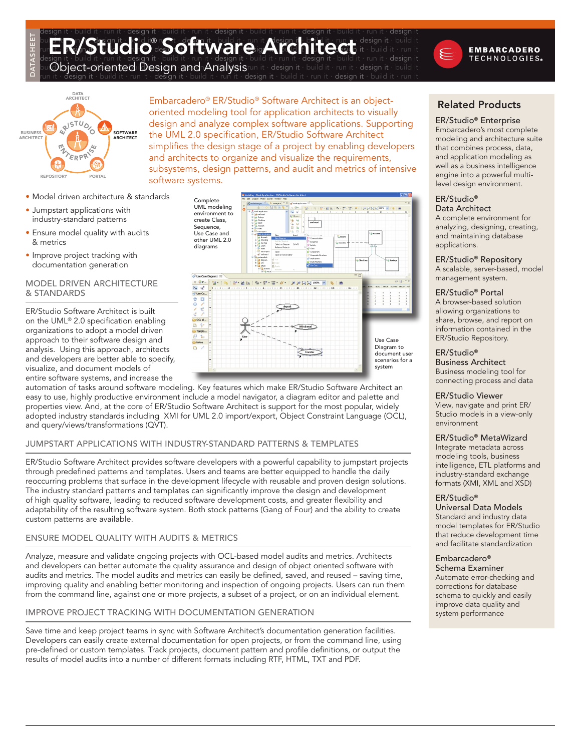DATASHEET

# ER/Studio® Software Architect

## Object-oriented Design and Analysis

EMBARCADERO TECHNOLOGIES

DATA ARCHITECT · BUSINESS ARCHITECT · SOFTWARE ARCHITECT · REPOSITORY · PORTAL · ER/STUDIO ENTERPRISE

Embarcadero® ER/Studio® Software Architect is an object-oriented modeling tool for application architects to visually design and analyze complex software applications. Supporting the UML 2.0 specification, ER/Studio Software Architect simplifies the design stage of a project by enabling developers and architects to organize and visualize the requirements, subsystems, design patterns, and audit and metrics of intensive software systems.

- Model driven architecture & standards
- Jumpstart applications with industry-standard patterns
- Ensure model quality with audits & metrics
- Improve project tracking with documentation generation

Complete UML modeling environment to create Class, Sequence, Use Case and other UML 2.0 diagrams

Use Case Diagram to document user scenarios for a system

### MODEL DRIVEN ARCHITECTURE & STANDARDS

ER/Studio Software Architect is built on the UML® 2.0 specification enabling organizations to adopt a model driven approach to their software design and analysis. Using this approach, architects and developers are better able to specify, visualize, and document models of entire software systems, and increase the automation of tasks around software modeling. Key features which make ER/Studio Software Architect an easy to use, highly productive environment include a model navigator, a diagram editor and palette and properties view. And, at the core of ER/Studio Software Architect is support for the most popular, widely adopted industry standards including XMI for UML 2.0 import/export, Object Constraint Language (OCL), and query/views/transformations (QVT).

### JUMPSTART APPLICATIONS WITH INDUSTRY-STANDARD PATTERNS & TEMPLATES

ER/Studio Software Architect provides software developers with a powerful capability to jumpstart projects through predefined patterns and templates. Users and teams are better equipped to handle the daily reoccurring problems that surface in the development lifecycle with reusable and proven design solutions. The industry standard patterns and templates can significantly improve the design and development of high quality software, leading to reduced software development costs, and greater flexibility and adaptability of the resulting software system. Both stock patterns (Gang of Four) and the ability to create custom patterns are available.

### ENSURE MODEL QUALITY WITH AUDITS & METRICS

Analyze, measure and validate ongoing projects with OCL-based model audits and metrics. Architects and developers can better automate the quality assurance and design of object oriented software with audits and metrics. The model audits and metrics can easily be defined, saved, and reused – saving time, improving quality and enabling better monitoring and inspection of ongoing projects. Users can run them from the command line, against one or more projects, a subset of a project, or on an individual element.

### IMPROVE PROJECT TRACKING WITH DOCUMENTATION GENERATION

Save time and keep project teams in sync with Software Architect's documentation generation facilities. Developers can easily create external documentation for open projects, or from the command line, using pre-defined or custom templates. Track projects, document pattern and profile definitions, or output the results of model audits into a number of different formats including RTF, HTML, TXT and PDF.

## Related Products

**ER/Studio® Enterprise**
Embarcadero's most complete modeling and architecture suite that combines process, data, and application modeling as well as a business intelligence engine into a powerful multi-level design environment.

**ER/Studio® Data Architect**
A complete environment for analyzing, designing, creating, and maintaining database applications.

**ER/Studio® Repository**
A scalable, server-based, model management system.

**ER/Studio® Portal**
A browser-based solution allowing organizations to share, browse, and report on information contained in the ER/Studio Repository.

**ER/Studio® Business Architect**
Business modeling tool for connecting process and data

**ER/Studio Viewer**
View, navigate and print ER/Studio models in a view-only environment

**ER/Studio® MetaWizard**
Integrate metadata across modeling tools, business intelligence, ETL platforms and industry-standard exchange formats (XMI, XML and XSD)

**ER/Studio® Universal Data Models**
Standard and industry data model templates for ER/Studio that reduce development time and facilitate standardization

**Embarcadero® Schema Examiner**
Automate error-checking and corrections for database schema to quickly and easily improve data quality and system performance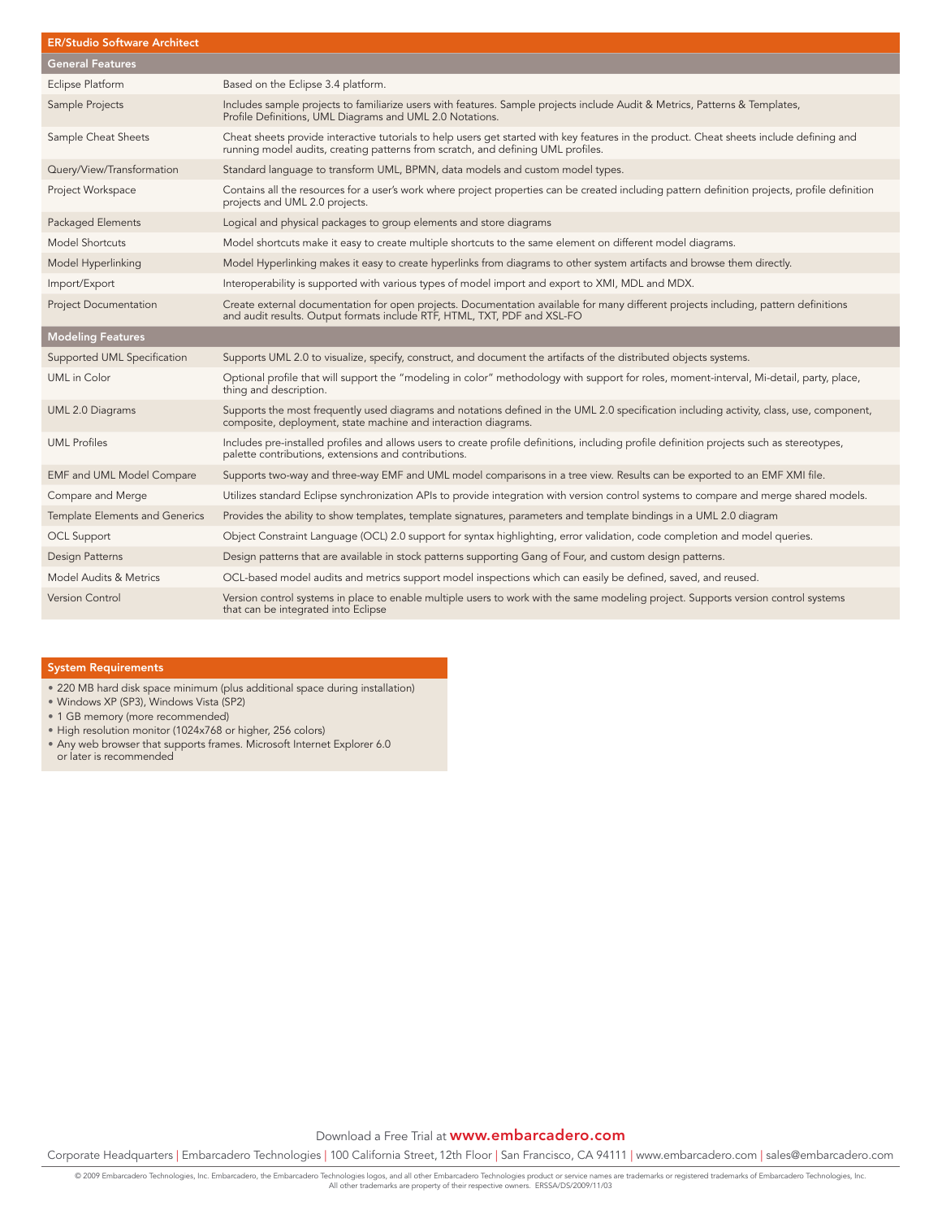## ER/Studio Software Architect

| | |
|---|---|
| **General Features** | |
| Eclipse Platform | Based on the Eclipse 3.4 platform. |
| Sample Projects | Includes sample projects to familiarize users with features. Sample projects include Audit & Metrics, Patterns & Templates, Profile Definitions, UML Diagrams and UML 2.0 Notations. |
| Sample Cheat Sheets | Cheat sheets provide interactive tutorials to help users get started with key features in the product. Cheat sheets include defining and running model audits, creating patterns from scratch, and defining UML profiles. |
| Query/View/Transformation | Standard language to transform UML, BPMN, data models and custom model types. |
| Project Workspace | Contains all the resources for a user's work where project properties can be created including pattern definition projects, profile definition projects and UML 2.0 projects. |
| Packaged Elements | Logical and physical packages to group elements and store diagrams |
| Model Shortcuts | Model shortcuts make it easy to create multiple shortcuts to the same element on different model diagrams. |
| Model Hyperlinking | Model Hyperlinking makes it easy to create hyperlinks from diagrams to other system artifacts and browse them directly. |
| Import/Export | Interoperability is supported with various types of model import and export to XMI, MDL and MDX. |
| Project Documentation | Create external documentation for open projects. Documentation available for many different projects including, pattern definitions and audit results. Output formats include RTF, HTML, TXT, PDF and XSL-FO |
| **Modeling Features** | |
| Supported UML Specification | Supports UML 2.0 to visualize, specify, construct, and document the artifacts of the distributed objects systems. |
| UML in Color | Optional profile that will support the "modeling in color" methodology with support for roles, moment-interval, Mi-detail, party, place, thing and description. |
| UML 2.0 Diagrams | Supports the most frequently used diagrams and notations defined in the UML 2.0 specification including activity, class, use, component, composite, deployment, state machine and interaction diagrams. |
| UML Profiles | Includes pre-installed profiles and allows users to create profile definitions, including profile definition projects such as stereotypes, palette contributions, extensions and contributions. |
| EMF and UML Model Compare | Supports two-way and three-way EMF and UML model comparisons in a tree view. Results can be exported to an EMF XMI file. |
| Compare and Merge | Utilizes standard Eclipse synchronization APIs to provide integration with version control systems to compare and merge shared models. |
| Template Elements and Generics | Provides the ability to show templates, template signatures, parameters and template bindings in a UML 2.0 diagram |
| OCL Support | Object Constraint Language (OCL) 2.0 support for syntax highlighting, error validation, code completion and model queries. |
| Design Patterns | Design patterns that are available in stock patterns supporting Gang of Four, and custom design patterns. |
| Model Audits & Metrics | OCL-based model audits and metrics support model inspections which can easily be defined, saved, and reused. |
| Version Control | Version control systems in place to enable multiple users to work with the same modeling project. Supports version control systems that can be integrated into Eclipse |

### System Requirements

- 220 MB hard disk space minimum (plus additional space during installation)
- Windows XP (SP3), Windows Vista (SP2)
- 1 GB memory (more recommended)
- High resolution monitor (1024x768 or higher, 256 colors)
- Any web browser that supports frames. Microsoft Internet Explorer 6.0 or later is recommended

Download a Free Trial at **www.embarcadero.com**

Corporate Headquarters | Embarcadero Technologies | 100 California Street, 12th Floor | San Francisco, CA 94111 | www.embarcadero.com | sales@embarcadero.com

© 2009 Embarcadero Technologies, Inc. Embarcadero, the Embarcadero Technologies logos, and all other Embarcadero Technologies product or service names are trademarks or registered trademarks of Embarcadero Technologies, Inc. All other trademarks are property of their respective owners. ERSSA/DS/2009/11/03